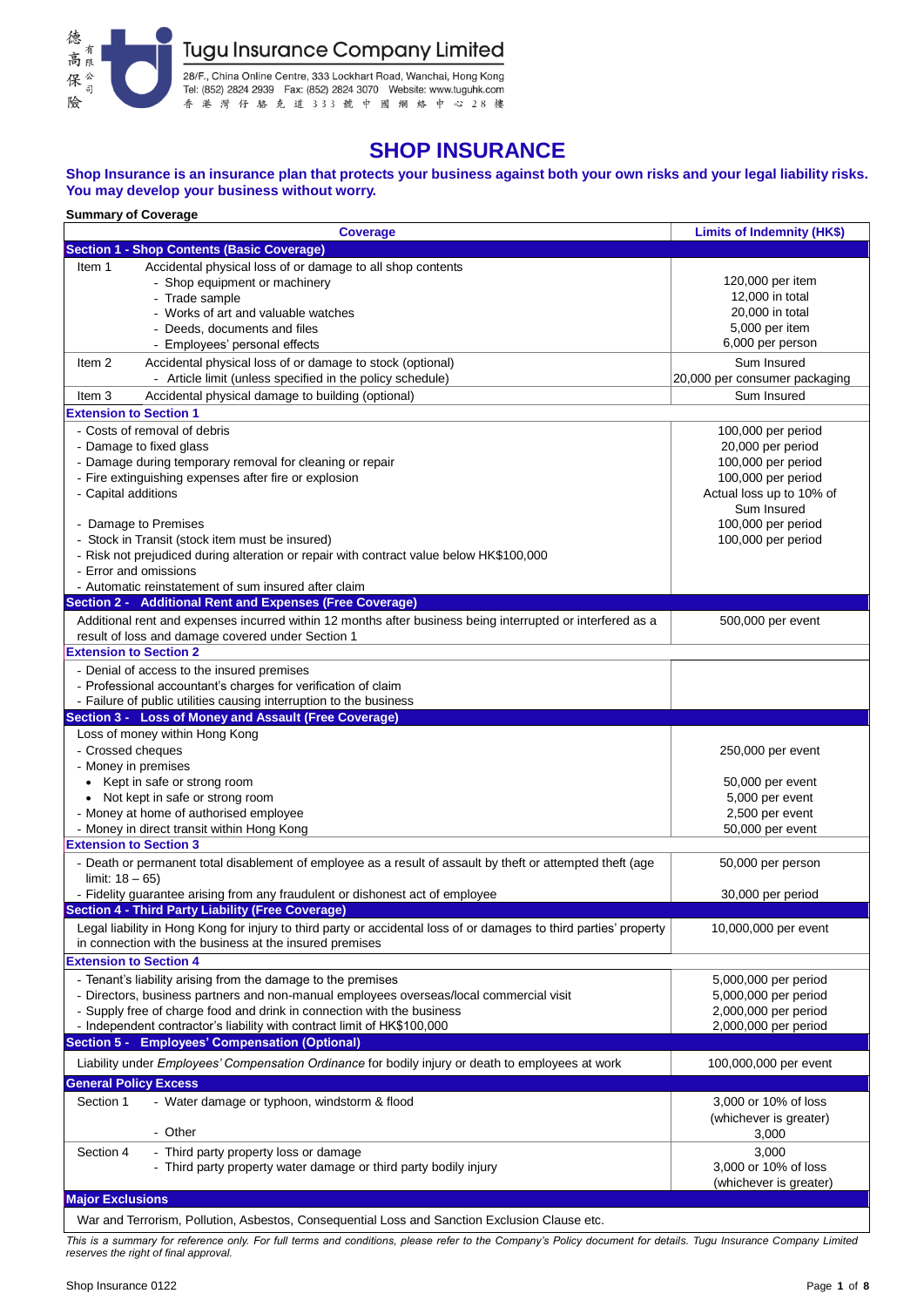德高保險有限公司

# Tugu Insurance Company Limited

28/F., China Online Centre, 333 Lockhart Road, Wanchai, Hong Kong
Tel: (852) 2824 2939 Fax: (852) 2824 3070 Website: www.tuguhk.com
香港灣仔駱克道333號中國網絡中心28樓

# SHOP INSURANCE

**Shop Insurance is an insurance plan that protects your business against both your own risks and your legal liability risks. You may develop your business without worry.**

**Summary of Coverage**

| Coverage | Limits of Indemnity (HK$) |
|---|---|
| **Section 1 - Shop Contents (Basic Coverage)** | |
| Item 1 Accidental physical loss of or damage to all shop contents | |
| - Shop equipment or machinery | 120,000 per item |
| - Trade sample | 12,000 in total |
| - Works of art and valuable watches | 20,000 in total |
| - Deeds, documents and files | 5,000 per item |
| - Employees' personal effects | 6,000 per person |
| Item 2 Accidental physical loss of or damage to stock (optional) | Sum Insured |
| - Article limit (unless specified in the policy schedule) | 20,000 per consumer packaging |
| Item 3 Accidental physical damage to building (optional) | Sum Insured |
| **Extension to Section 1** | |
| - Costs of removal of debris | 100,000 per period |
| - Damage to fixed glass | 20,000 per period |
| - Damage during temporary removal for cleaning or repair | 100,000 per period |
| - Fire extinguishing expenses after fire or explosion | 100,000 per period |
| - Capital additions | Actual loss up to 10% of Sum Insured |
| - Damage to Premises | 100,000 per period |
| - Stock in Transit (stock item must be insured) | 100,000 per period |
| - Risk not prejudiced during alteration or repair with contract value below HK$100,000 | |
| - Error and omissions | |
| - Automatic reinstatement of sum insured after claim | |
| **Section 2 - Additional Rent and Expenses (Free Coverage)** | |
| Additional rent and expenses incurred within 12 months after business being interrupted or interfered as a result of loss and damage covered under Section 1 | 500,000 per event |
| **Extension to Section 2** | |
| - Denial of access to the insured premises | |
| - Professional accountant's charges for verification of claim | |
| - Failure of public utilities causing interruption to the business | |
| **Section 3 - Loss of Money and Assault (Free Coverage)** | |
| Loss of money within Hong Kong | |
| - Crossed cheques | 250,000 per event |
| - Money in premises | |
| • Kept in safe or strong room | 50,000 per event |
| • Not kept in safe or strong room | 5,000 per event |
| - Money at home of authorised employee | 2,500 per event |
| - Money in direct transit within Hong Kong | 50,000 per event |
| **Extension to Section 3** | |
| - Death or permanent total disablement of employee as a result of assault by theft or attempted theft (age limit: 18 – 65) | 50,000 per person |
| - Fidelity guarantee arising from any fraudulent or dishonest act of employee | 30,000 per period |
| **Section 4 - Third Party Liability (Free Coverage)** | |
| Legal liability in Hong Kong for injury to third party or accidental loss of or damages to third parties' property in connection with the business at the insured premises | 10,000,000 per event |
| **Extension to Section 4** | |
| - Tenant's liability arising from the damage to the premises | 5,000,000 per period |
| - Directors, business partners and non-manual employees overseas/local commercial visit | 5,000,000 per period |
| - Supply free of charge food and drink in connection with the business | 2,000,000 per period |
| - Independent contractor's liability with contract limit of HK$100,000 | 2,000,000 per period |
| **Section 5 - Employees' Compensation (Optional)** | |
| Liability under *Employees' Compensation Ordinance* for bodily injury or death to employees at work | 100,000,000 per event |
| **General Policy Excess** | |
| Section 1 - Water damage or typhoon, windstorm & flood | 3,000 or 10% of loss (whichever is greater) |
| - Other | 3,000 |
| Section 4 - Third party property loss or damage | 3,000 |
| - Third party property water damage or third party bodily injury | 3,000 or 10% of loss (whichever is greater) |
| **Major Exclusions** | |
| War and Terrorism, Pollution, Asbestos, Consequential Loss and Sanction Exclusion Clause etc. | |

*This is a summary for reference only. For full terms and conditions, please refer to the Company's Policy document for details. Tugu Insurance Company Limited reserves the right of final approval.*

Shop Insurance 0122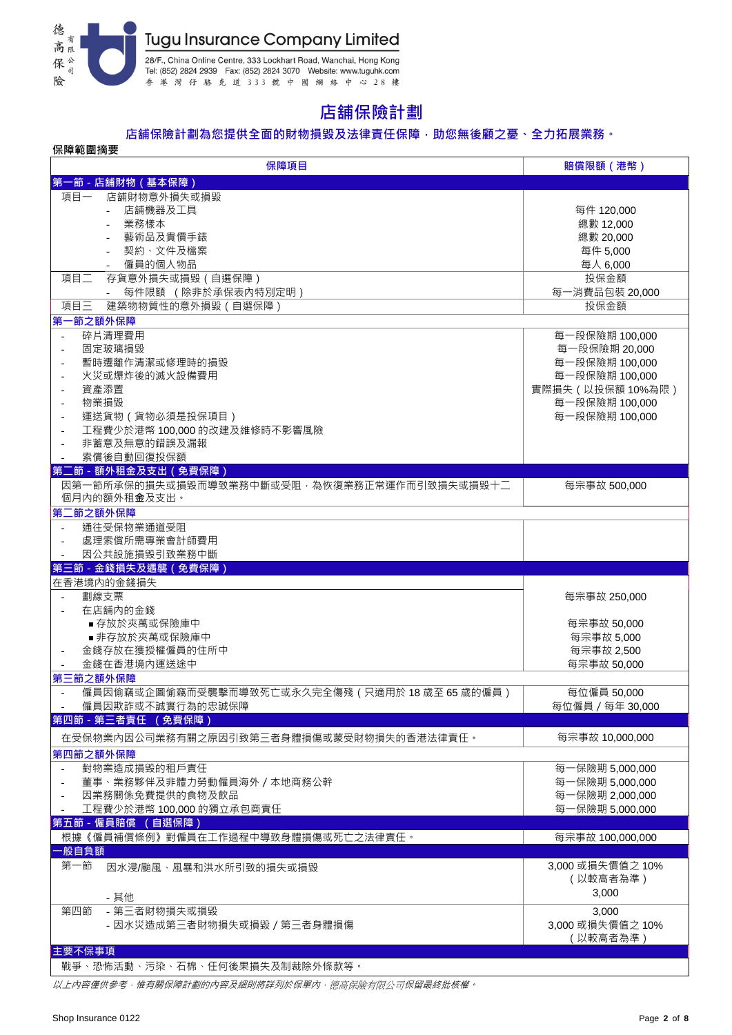德高有限保險公司

**Tugu Insurance Company Limited**

28/F., China Online Centre, 333 Lockhart Road, Wanchai, Hong Kong
Tel: (852) 2824 2939 Fax: (852) 2824 3070 Website: www.tuguhk.com
香港灣仔駱克道333號中國網絡中心28樓

# 店舖保險計劃

## 店舖保險計劃為您提供全面的財物損毀及法律責任保障，助您無後顧之憂、全力拓展業務。

**保障範圍摘要**

| 保障項目 | 賠償限額（港幣） |
|---|---|
| **第一節 - 店舖財物（基本保障）** | |
| 項目一　店舖財物意外損失或損毀 | |
| - 店舖機器及工具 | 每件 120,000 |
| - 業務樣本 | 總數 12,000 |
| - 藝術品及貴價手錶 | 總數 20,000 |
| - 契約、文件及檔案 | 每件 5,000 |
| - 僱員的個人物品 | 每人 6,000 |
| 項目二　存貨意外損失或損毀（自選保障） | 投保金額 |
| - 每件限額（除非於承保表內特別定明） | 每一消費品包裝 20,000 |
| 項目三　建築物物質性的意外損毀（自選保障） | 投保金額 |
| **第一節之額外保障** | |
| - 碎片清理費用 | 每一段保險期 100,000 |
| - 固定玻璃損毀 | 每一段保險期 20,000 |
| - 暫時遷離作清潔或修理時的損毀 | 每一段保險期 100,000 |
| - 火災或爆炸後的滅火設備費用 | 每一段保險期 100,000 |
| - 資產添置 | 實際損失（以投保額 10%為限） |
| - 物業損毀 | 每一段保險期 100,000 |
| - 運送貨物（貨物必須是投保項目） | 每一段保險期 100,000 |
| - 工程費少於港幣 100,000 的改建及維修時不影響風險 | |
| - 非蓄意及無意的錯誤及漏報 | |
| - 索償後自動回復投保額 | |
| **第二節 - 額外租金及支出（免費保障）** | |
| 因第一節所承保的損失或損毀而導致業務中斷或受阻，為恢復業務正常運作而引致損失或損毀十二個月內的額外租金及支出。 | 每宗事故 500,000 |
| **第二節之額外保障** | |
| - 通往受保物業通道受阻 | |
| - 處理索償所需專業會計師費用 | |
| - 因公共設施損毀引致業務中斷 | |
| **第三節 - 金錢損失及遇襲（免費保障）** | |
| 在香港境內的金錢損失 | |
| - 劃線支票 | 每宗事故 250,000 |
| - 在店舖內的金錢 | |
| ■ 存放於夾萬或保險庫中 | 每宗事故 50,000 |
| ■ 非存放於夾萬或保險庫中 | 每宗事故 5,000 |
| - 金錢存放在獲授權僱員的住所中 | 每宗事故 2,500 |
| - 金錢在香港境內運送途中 | 每宗事故 50,000 |
| **第三節之額外保障** | |
| - 僱員因偷竊或企圖偷竊而受襲擊而導致死亡或永久完全傷殘（只適用於 18 歲至 65 歲的僱員） | 每位僱員 50,000 |
| - 僱員因欺詐或不誠實行為的忠誠保障 | 每位僱員 / 每年 30,000 |
| **第四節 - 第三者責任（免費保障）** | |
| 在受保物業內因公司業務有關之原因引致第三者身體損傷或蒙受財物損失的香港法律責任。 | 每宗事故 10,000,000 |
| **第四節之額外保障** | |
| - 對物業造成損毀的租戶責任 | 每一保險期 5,000,000 |
| - 董事、業務夥伴及非體力勞動僱員海外 / 本地商務公幹 | 每一保險期 5,000,000 |
| - 因業務關係免費提供的食物及飲品 | 每一保險期 2,000,000 |
| - 工程費少於港幣 100,000 的獨立承包商責任 | 每一保險期 5,000,000 |
| **第五節 - 僱員賠償（自選保障）** | |
| 根據《僱員補償條例》對僱員在工作過程中導致身體損傷或死亡之法律責任。 | 每宗事故 100,000,000 |
| **一般自負額** | |
| 第一節　因水浸/颱風、風暴和洪水所引致的損失或損毀 | 3,000 或損失價值之 10%（以較高者為準） |
| - 其他 | 3,000 |
| 第四節　- 第三者財物損失或損毀 | 3,000 |
| - 因水災造成第三者財物損失或損毀 / 第三者身體損傷 | 3,000 或損失價值之 10%（以較高者為準） |
| **主要不保事項** | |
| 戰爭、恐怖活動、污染、石棉、任何後果損失及制裁除外條款等。 | |

*以上內容僅供參考，惟有關保障計劃的內容及細則將詳列於保單內，德高保險有限公司保留最終批核權。*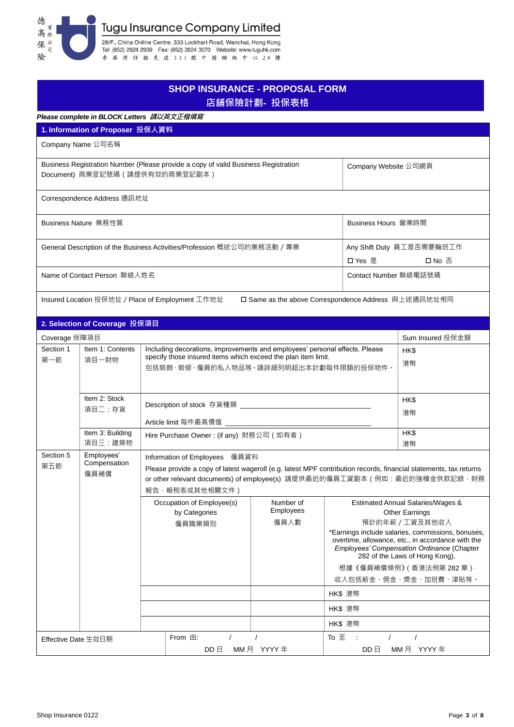Tugu Insurance Company Limited
德高保險有限公司

28/F., China Online Centre, 333 Lockhart Road, Wanchai, Hong Kong
Tel: (852) 2824 2939 Fax: (852) 2824 3070 Website: www.tuguhk.com
香港灣仔駱克道333號中國網絡中心28樓

# SHOP INSURANCE - PROPOSAL FORM
# 店鋪保險計劃- 投保表格

***Please complete in BLOCK Letters 請以英文正楷填寫***

## 1. Information of Proposer 投保人資料

| | |
|---|---|
| Company Name 公司名稱 | |
| Business Registration Number (Please provide a copy of valid Business Registration Document) 商業登記號碼（請提供有效的商業登記副本） | Company Website 公司網頁 |
| Correspondence Address 通訊地址 | |
| Business Nature 業務性質 | Business Hours 營業時間 |
| General Description of the Business Activities/Profession 概述公司的業務活動 / 專業 | Any Shift Duty 員工是否需要輪班工作<br>☐ Yes 是 ☐ No 否 |
| Name of Contact Person 聯絡人姓名 | Contact Number 聯絡電話號碼 |
| Insured Location 投保地址 / Place of Employment 工作地址 ☐ Same as the above Correspondence Address 與上述通訊地址相同 | |

## 2. Selection of Coverage 投保項目

| Coverage 保障項目 | | | | | Sum Insured 投保金額 |
|---|---|---|---|---|---|
| Section 1 第一節 | Item 1: Contents 項目一財物 | Including decorations, improvements and employees' personal effects. Please specify those insured items which exceed the plan item limit. 包括裝飾、裝修、僱員的私人物品等。請詳細列明超出本計劃每件限額的投保物件。 | | | HK$ 港幣 |
| | Item 2: Stock 項目二：存貨 | Description of stock 存貨種類 ____________________<br>Article limit 每件最高價值 ____________________ | | | HK$ 港幣 |
| | Item 3: Building 項目三：建築物 | Hire Purchase Owner : (if any) 財務公司（如有者） | | | HK$ 港幣 |
| Section 5 第五節 | Employees' Compensation 僱員補償 | Information of Employees 僱員資料<br>Please provide a copy of latest wageroll (e.g. latest MPF contribution records, financial statements, tax returns or other relevant documents) of employee(s) 請提供最近的僱員工資副本（例如：最近的強積金供款記錄，財務報告，報稅表或其他相關文件） | | | |
| | | Occupation of Employee(s) by Categories 僱員職業類別 | Number of Employees 僱員人數 | Estimated Annual Salaries/Wages & Other Earnings 預計的年薪 / 工資及其他收入<br>*Earnings include salaries, commissions, bonuses, overtime, allowance, etc., in accordance with the *Employees' Compensation Ordinance* (Chapter 282 of the Laws of Hong Kong).<br>根據《僱員補償條例》（香港法例第 282 章），收入包括薪金、佣金、獎金、加班費、津貼等。 | |
| | | | | HK$ 港幣 | |
| | | | | HK$ 港幣 | |
| | | | | HK$ 港幣 | |
| Effective Date 生效日期 | | From 由: / / <br>DD 日 MM 月 YYYY 年 | | To 至 : / / <br>DD 日 MM 月 YYYY 年 | |

Shop Insurance 0122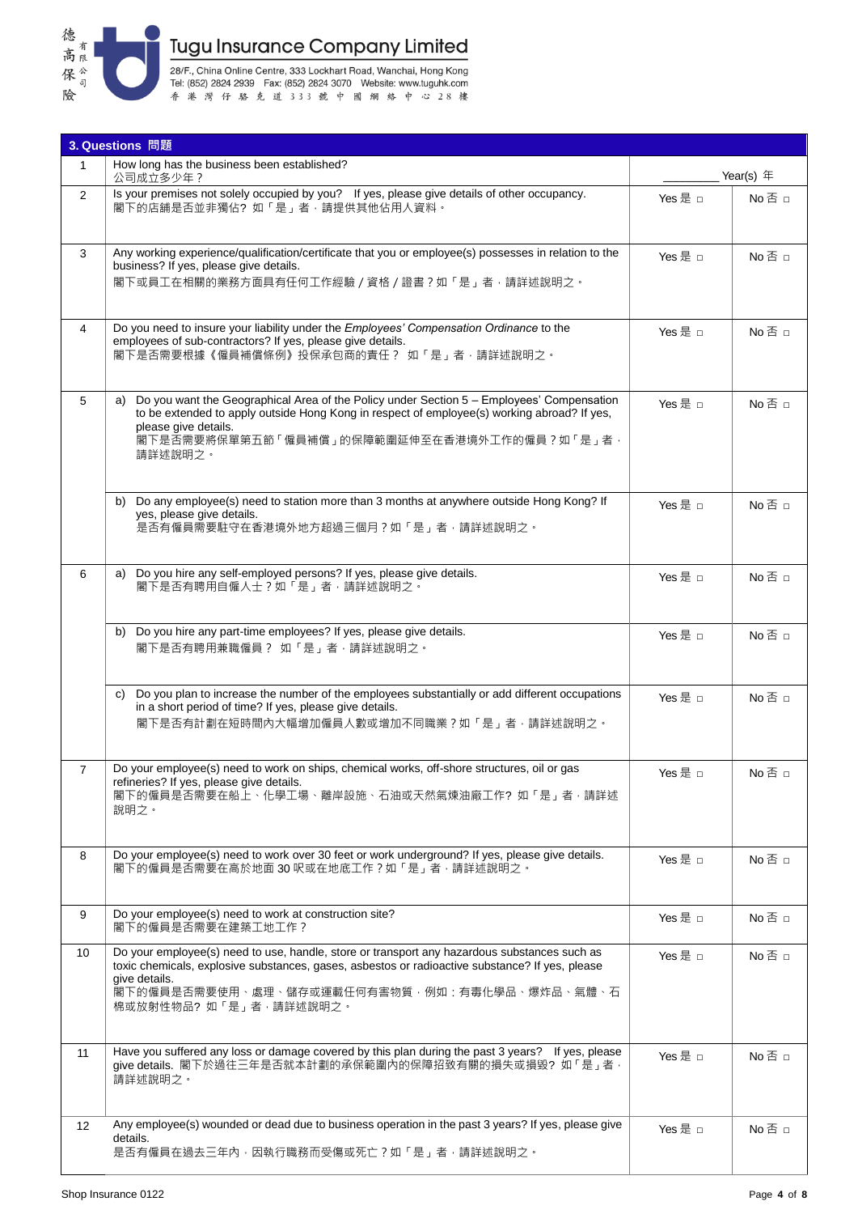## 3. Questions 問題

| No. | Question | Yes | No |
|---|---|---|---|
| 1 | How long has the business been established?<br>公司成立多少年？ | ________ Year(s) 年 | |
| 2 | Is your premises not solely occupied by you? If yes, please give details of other occupancy.<br>閣下的店舖是否並非獨佔? 如「是」者，請提供其他佔用人資料。 | Yes 是 ☐ | No 否 ☐ |
| 3 | Any working experience/qualification/certificate that you or employee(s) possesses in relation to the business? If yes, please give details.<br>閣下或員工在相關的業務方面具有任何工作經驗 / 資格 / 證書？如「是」者，請詳述說明之。 | Yes 是 ☐ | No 否 ☐ |
| 4 | Do you need to insure your liability under the *Employees' Compensation Ordinance* to the employees of sub-contractors? If yes, please give details.<br>閣下是否需要根據《僱員補償條例》投保承包商的責任？ 如「是」者，請詳述說明之。 | Yes 是 ☐ | No 否 ☐ |
| 5 | a) Do you want the Geographical Area of the Policy under Section 5 – Employees' Compensation to be extended to apply outside Hong Kong in respect of employee(s) working abroad? If yes, please give details.<br>閣下是否需要將保單第五節「僱員補償」的保障範圍延伸至在香港境外工作的僱員？如「是」者，請詳述說明之。 | Yes 是 ☐ | No 否 ☐ |
| | b) Do any employee(s) need to station more than 3 months at anywhere outside Hong Kong? If yes, please give details.<br>是否有僱員需要駐守在香港境外地方超過三個月？如「是」者，請詳述說明之。 | Yes 是 ☐ | No 否 ☐ |
| 6 | a) Do you hire any self-employed persons? If yes, please give details.<br>閣下是否有聘用自僱人士？如「是」者，請詳述說明之。 | Yes 是 ☐ | No 否 ☐ |
| | b) Do you hire any part-time employees? If yes, please give details.<br>閣下是否有聘用兼職僱員？ 如「是」者，請詳述說明之。 | Yes 是 ☐ | No 否 ☐ |
| | c) Do you plan to increase the number of the employees substantially or add different occupations in a short period of time? If yes, please give details.<br>閣下是否有計劃在短時間內大幅增加僱員人數或增加不同職業？如「是」者，請詳述說明之。 | Yes 是 ☐ | No 否 ☐ |
| 7 | Do your employee(s) need to work on ships, chemical works, off-shore structures, oil or gas refineries? If yes, please give details.<br>閣下的僱員是否需要在船上、化學工場、離岸設施、石油或天然氣煉油廠工作? 如「是」者，請詳述說明之。 | Yes 是 ☐ | No 否 ☐ |
| 8 | Do your employee(s) need to work over 30 feet or work underground? If yes, please give details.<br>閣下的僱員是否需要在高於地面 30 呎或在地底工作？如「是」者，請詳述說明之。 | Yes 是 ☐ | No 否 ☐ |
| 9 | Do your employee(s) need to work at construction site?<br>閣下的僱員是否需要在建築工地工作？ | Yes 是 ☐ | No 否 ☐ |
| 10 | Do your employee(s) need to use, handle, store or transport any hazardous substances such as toxic chemicals, explosive substances, gases, asbestos or radioactive substance? If yes, please give details.<br>閣下的僱員是否需要使用、處理、儲存或運載任何有害物質，例如：有毒化學品、爆炸品、氣體、石棉或放射性物品? 如「是」者，請詳述說明之。 | Yes 是 ☐ | No 否 ☐ |
| 11 | Have you suffered any loss or damage covered by this plan during the past 3 years? If yes, please give details. 閣下於過往三年是否就本計劃的承保範圍內的保障招致有關的損失或損毀? 如「是」者，請詳述說明之。 | Yes 是 ☐ | No 否 ☐ |
| 12 | Any employee(s) wounded or dead due to business operation in the past 3 years? If yes, please give details.<br>是否有僱員在過去三年內，因執行職務而受傷或死亡？如「是」者，請詳述說明之。 | Yes 是 ☐ | No 否 ☐ |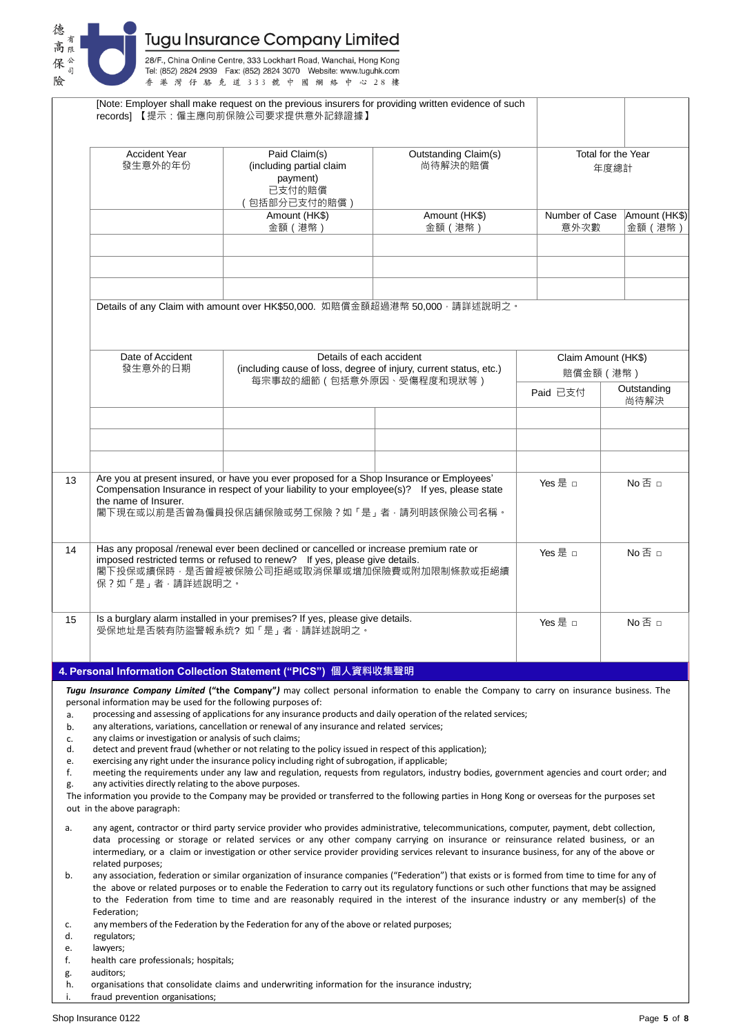[Note: Employer shall make request on the previous insurers for providing written evidence of such records] 【提示：僱主應向前保險公司要求提供意外記錄證據】

| Accident Year 發生意外的年份 | Paid Claim(s) (including partial claim payment) 已支付的賠償（包括部分已支付的賠償） | Outstanding Claim(s) 尚待解決的賠償 | Total for the Year 年度總計 | |
|---|---|---|---|---|
| | Amount (HK$) 金額（港幣） | Amount (HK$) 金額（港幣） | Number of Case 意外次數 | Amount (HK$) 金額（港幣） |
| | | | | |
| | | | | |
| | | | | |

Details of any Claim with amount over HK$50,000. 如賠償金額超過港幣 50,000，請詳述說明之。

| Date of Accident 發生意外的日期 | Details of each accident (including cause of loss, degree of injury, current status, etc.) 每宗事故的細節（包括意外原因、受傷程度和現狀等） | | Claim Amount (HK$) 賠償金額（港幣） | |
|---|---|---|---|---|
| | | | Paid 已支付 | Outstanding 尚待解決 |
| | | | | |
| | | | | |
| | | | | |

| | | | |
|---|---|---|---|
| 13 | Are you at present insured, or have you ever proposed for a Shop Insurance or Employees' Compensation Insurance in respect of your liability to your employee(s)? If yes, please state the name of Insurer.<br>閣下現在或以前是否曾為僱員投保店鋪保險或勞工保險？如「是」者，請列明該保險公司名稱。 | Yes 是 □ | No 否 □ |
| 14 | Has any proposal /renewal ever been declined or cancelled or increase premium rate or imposed restricted terms or refused to renew? If yes, please give details.<br>閣下投保或續保時，是否曾經被保險公司拒絕或取消保單或增加保險費或附加限制條款或拒絕續保？如「是」者，請詳述說明之。 | Yes 是 □ | No 否 □ |
| 15 | Is a burglary alarm installed in your premises? If yes, please give details.<br>受保地址是否裝有防盜警報系統? 如「是」者，請詳述說明之。 | Yes 是 □ | No 否 □ |

## 4. Personal Information Collection Statement ("PICS") 個人資料收集聲明

***Tugu Insurance Company Limited*** **("the Company")** may collect personal information to enable the Company to carry on insurance business. The personal information may be used for the following purposes of:

a. processing and assessing of applications for any insurance products and daily operation of the related services;
b. any alterations, variations, cancellation or renewal of any insurance and related services;
c. any claims or investigation or analysis of such claims;
d. detect and prevent fraud (whether or not relating to the policy issued in respect of this application);
e. exercising any right under the insurance policy including right of subrogation, if applicable;
f. meeting the requirements under any law and regulation, requests from regulators, industry bodies, government agencies and court order; and
g. any activities directly relating to the above purposes.

The information you provide to the Company may be provided or transferred to the following parties in Hong Kong or overseas for the purposes set out in the above paragraph:

a. any agent, contractor or third party service provider who provides administrative, telecommunications, computer, payment, debt collection, data processing or storage or related services or any other company carrying on insurance or reinsurance related business, or an intermediary, or a claim or investigation or other service provider providing services relevant to insurance business, for any of the above or related purposes;
b. any association, federation or similar organization of insurance companies ("Federation") that exists or is formed from time to time for any of the above or related purposes or to enable the Federation to carry out its regulatory functions or such other functions that may be assigned to the Federation from time to time and are reasonably required in the interest of the insurance industry or any member(s) of the Federation;
c. any members of the Federation by the Federation for any of the above or related purposes;
d. regulators;
e. lawyers;
f. health care professionals; hospitals;
g. auditors;
h. organisations that consolidate claims and underwriting information for the insurance industry;
i. fraud prevention organisations;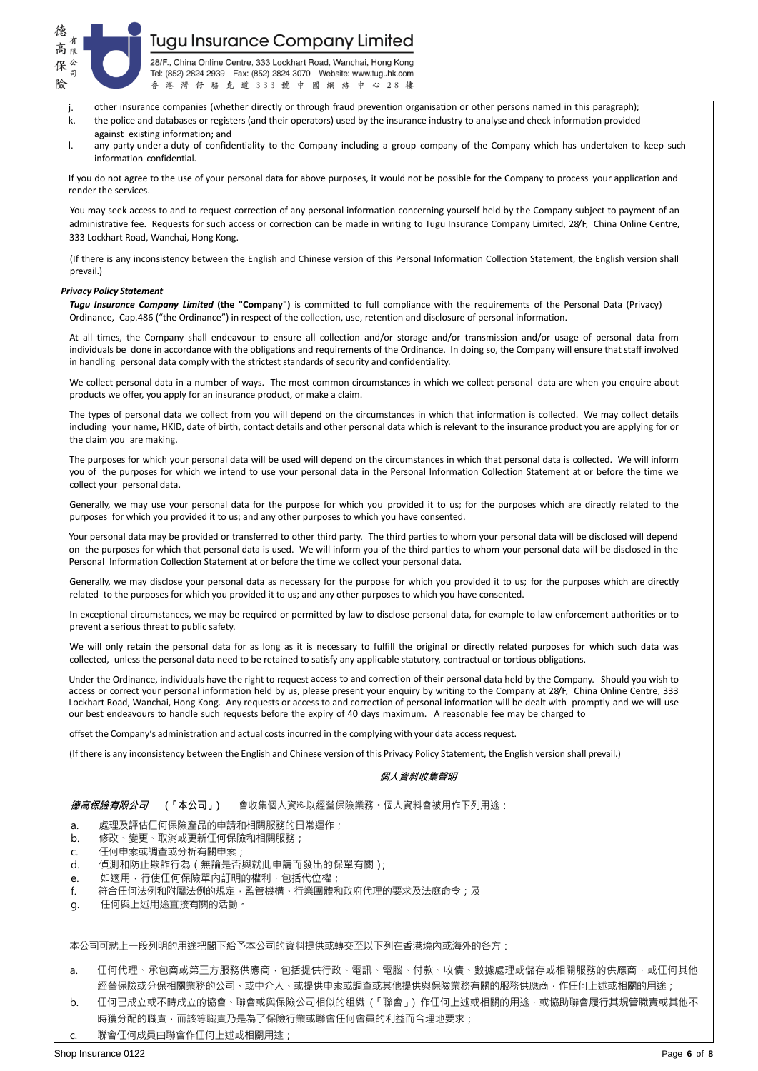j. other insurance companies (whether directly or through fraud prevention organisation or other persons named in this paragraph);
k. the police and databases or registers (and their operators) used by the insurance industry to analyse and check information provided against existing information; and
l. any party under a duty of confidentiality to the Company including a group company of the Company which has undertaken to keep such information confidential.

If you do not agree to the use of your personal data for above purposes, it would not be possible for the Company to process your application and render the services.

You may seek access to and to request correction of any personal information concerning yourself held by the Company subject to payment of an administrative fee. Requests for such access or correction can be made in writing to Tugu Insurance Company Limited, 28/F, China Online Centre, 333 Lockhart Road, Wanchai, Hong Kong.

(If there is any inconsistency between the English and Chinese version of this Personal Information Collection Statement, the English version shall prevail.)

***Privacy Policy Statement***

***Tugu Insurance Company Limited*** **(the "Company")** is committed to full compliance with the requirements of the Personal Data (Privacy) Ordinance, Cap.486 ("the Ordinance") in respect of the collection, use, retention and disclosure of personal information.

At all times, the Company shall endeavour to ensure all collection and/or storage and/or transmission and/or usage of personal data from individuals be done in accordance with the obligations and requirements of the Ordinance. In doing so, the Company will ensure that staff involved in handling personal data comply with the strictest standards of security and confidentiality.

We collect personal data in a number of ways. The most common circumstances in which we collect personal data are when you enquire about products we offer, you apply for an insurance product, or make a claim.

The types of personal data we collect from you will depend on the circumstances in which that information is collected. We may collect details including your name, HKID, date of birth, contact details and other personal data which is relevant to the insurance product you are applying for or the claim you are making.

The purposes for which your personal data will be used will depend on the circumstances in which that personal data is collected. We will inform you of the purposes for which we intend to use your personal data in the Personal Information Collection Statement at or before the time we collect your personal data.

Generally, we may use your personal data for the purpose for which you provided it to us; for the purposes which are directly related to the purposes for which you provided it to us; and any other purposes to which you have consented.

Your personal data may be provided or transferred to other third party. The third parties to whom your personal data will be disclosed will depend on the purposes for which that personal data is used. We will inform you of the third parties to whom your personal data will be disclosed in the Personal Information Collection Statement at or before the time we collect your personal data.

Generally, we may disclose your personal data as necessary for the purpose for which you provided it to us; for the purposes which are directly related to the purposes for which you provided it to us; and any other purposes to which you have consented.

In exceptional circumstances, we may be required or permitted by law to disclose personal data, for example to law enforcement authorities or to prevent a serious threat to public safety.

We will only retain the personal data for as long as it is necessary to fulfill the original or directly related purposes for which such data was collected, unless the personal data need to be retained to satisfy any applicable statutory, contractual or tortious obligations.

Under the Ordinance, individuals have the right to request access to and correction of their personal data held by the Company. Should you wish to access or correct your personal information held by us, please present your enquiry by writing to the Company at 28/F, China Online Centre, 333 Lockhart Road, Wanchai, Hong Kong. Any requests for access to and correction of personal information will be dealt with promptly and we will use our best endeavours to handle such requests before the expiry of 40 days maximum. A reasonable fee may be charged to

offset the Company's administration and actual costs incurred in the complying with your data access request.

(If there is any inconsistency between the English and Chinese version of this Privacy Policy Statement, the English version shall prevail.)

***個人資料收集聲明***

***德高保險有限公司*** **(「本公司」)** 會收集個人資料以經營保險業務。個人資料會被用作下列用途：

a. 處理及評估任何保險產品的申請和相關服務的日常運作；
b. 修改、變更、取消或更新任何保險和相關服務；
c. 任何申索或調查或分析有關申索；
d. 偵測和防止欺詐行為（無論是否與就此申請而發出的保單有關）；
e. 如適用，行使任何保險單內訂明的權利，包括代位權；
f. 符合任何法例和附屬法例的規定，監管機構、行業團體和政府代理的要求及法庭命令；及
g. 任何與上述用途直接有關的活動。

本公司可就上一段列明的用途把閣下給予本公司的資料提供或轉交至以下列在香港境內或海外的各方：

a. 任何代理、承包商或第三方服務供應商，包括提供行政、電訊、電腦、付款、收債、數據處理或儲存或相關服務的供應商，或任何其他經營保險或分保相關業務的公司、或中介人、或提供申索或調查或其他提供與保險業務有關的服務供應商，作任何上述或相關的用途；
b. 任何已成立或不時成立的協會、聯會或與保險公司相似的組織（「聯會」）作任何上述或相關的用途，或協助聯會履行其規管職責或其他不時獲分配的職責，而該等職責乃是為了保險行業或聯會任何會員的利益而合理地要求；
c. 聯會任何成員由聯會作任何上述或相關用途；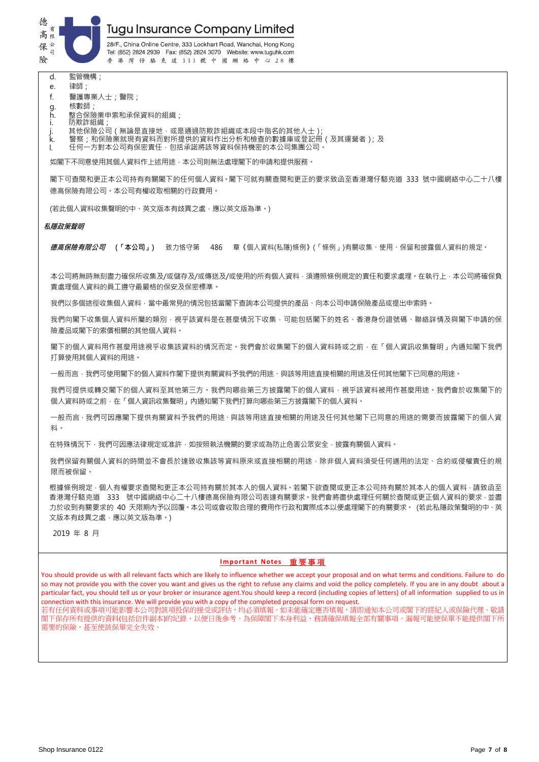d. 監管機構；
e. 律師；
f. 醫護專業人士；醫院；
g. 核數師；
h. 整合保險業申索和承保資料的組織；
i. 防欺詐組織；
j. 其他保險公司（無論是直接地，或是通過防欺詐組織或本段中指名的其他人士）；
k. 警察；和保險業就現有資料而對所提供的資料作出分析和檢查的數據庫或登記冊（及其運營者）；及
l. 任何一方對本公司有保密責任，包括承諾將該等資料保持機密的本公司集團公司。

如閣下不同意使用其個人資料作上述用途，本公司則無法處理閣下的申請和提供服務。

閣下可查閱和更正本公司持有有關閣下的任何個人資料。閣下可就有關查閱和更正的要求致函至香港灣仔駱克道 333 號中國網絡中心二十八樓德高保險有限公司。本公司有權收取相關的行政費用。

(若此個人資料收集聲明的中、英文版本有歧異之處，應以英文版為準。)

***私隱政策聲明***

***德高保險有限公司*** **(「本公司」)** 致力恪守第 486 章《個人資料(私隱)條例》(「條例」)有關收集、使用、保留和披露個人資料的規定。

本公司將無時無刻盡力確保所收集及/或儲存及/或傳送及/或使用的所有個人資料，須遵照條例規定的責任和要求處理。在執行上，本公司將確保負責處理個人資料的員工遵守最嚴格的保安及保密標準。

我們以多個途徑收集個人資料，當中最常見的情況包括當閣下查詢本公司提供的產品、向本公司申請保險產品或提出申索時。

我們向閣下收集個人資料所屬的類別，視乎該資料是在甚麼情況下收集，可能包括閣下的姓名、香港身份證號碼、聯絡詳情及與閣下申請的保險產品或閣下的索償相關的其他個人資料。

閣下的個人資料用作甚麼用途視乎收集該資料的情況而定。我們會於收集閣下的個人資料時或之前，在「個人資訊收集聲明」內通知閣下我們打算使用其個人資料的用途。

一般而言，我們可使用閣下的個人資料作閣下提供有關資料予我們的用途、與該等用途直接相關的用途及任何其他閣下已同意的用途。

我們可提供或轉交閣下的個人資料至其他第三方。我們向哪些第三方披露閣下的個人資料，視乎該資料被用作甚麼用途。我們會於收集閣下的個人資料時或之前，在「個人資訊收集聲明」內通知閣下我們打算向哪些第三方披露閣下的個人資料。

一般而言，我們可因應閣下提供有關資料予我們的用途、與該等用途直接相關的用途及任何其他閣下已同意的用途的需要而披露閣下的個人資料。

在特殊情況下，我們可因應法律規定或准許，如按照執法機關的要求或為防止危害公眾安全，披露有關個人資料。

我們保留有關個人資料的時間並不會長於達致收集該等資料原來或直接相關的用途，除非個人資料須受任何適用的法定、合約或侵權責任的規限而被保留。

根據條例規定，個人有權要求查閱和更正本公司持有關於其本人的個人資料。若閣下欲查閱或更正本公司持有關於其本人的個人資料，請致函至香港灣仔駱克道 333 號中國網絡中心二十八樓德高保險有限公司表達有關要求。我們會將盡快處理任何關於查閱或更正個人資料的要求，並盡力於收到有關要求的 40 天限期內予以回覆。本公司或會收取合理的費用作行政和實際成本以便處理閣下的有關要求。(若此私隱政策聲明的中、英文版本有歧異之處，應以英文版為準。)

2019 年 8 月

**Important Notes 重要事項**

You should provide us with all relevant facts which are likely to influence whether we accept your proposal and on what terms and conditions. Failure to do so may not provide you with the cover you want and gives us the right to refuse any claims and void the policy completely. If you are in any doubt about a particular fact, you should tell us or your broker or insurance agent.You should keep a record (including copies of letters) of all information supplied to us in connection with this insurance. We will provide you with a copy of the completed proposal form on request.

若有任何資料或事項可能影響本公司對該項投保的接受或評估，均必須填報。如未能確定應否填報，請即通知本公司或閣下的經紀人或保險代理。敬請閣下保存所有提供的資料(包括信件副本)的紀錄，以便日後參考。為保障閣下本身利益，務請確保填報全部有關事項。漏報可能使保單不能提供閣下所需要的保險，甚至使該保單完全失效。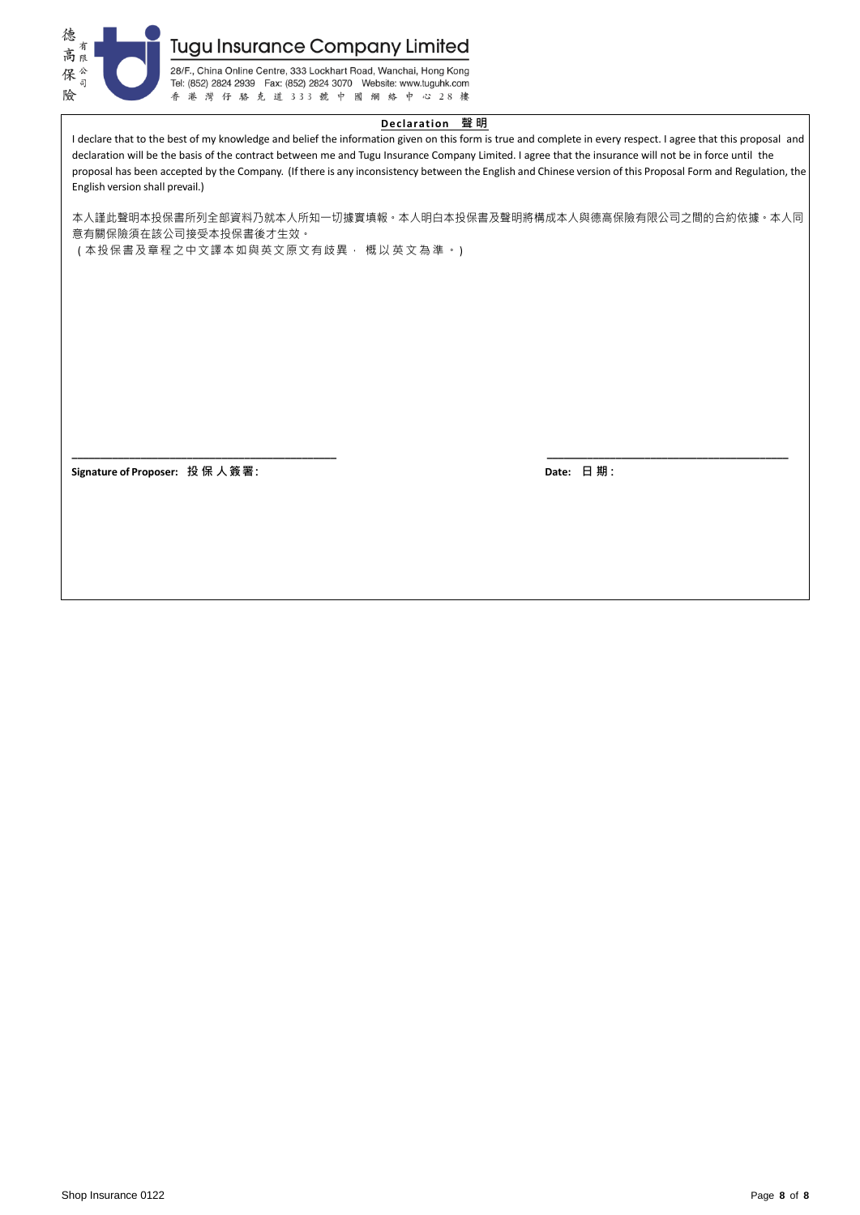**Tugu Insurance Company Limited**

德高保險有限公司

28/F., China Online Centre, 333 Lockhart Road, Wanchai, Hong Kong
Tel: (852) 2824 2939 Fax: (852) 2824 3070 Website: www.tuguhk.com
香港灣仔駱克道333號中國網絡中心28樓

## Declaration 聲明

I declare that to the best of my knowledge and belief the information given on this form is true and complete in every respect. I agree that this proposal and declaration will be the basis of the contract between me and Tugu Insurance Company Limited. I agree that the insurance will not be in force until the proposal has been accepted by the Company. (If there is any inconsistency between the English and Chinese version of this Proposal Form and Regulation, the English version shall prevail.)

本人謹此聲明本投保書所列全部資料乃就本人所知一切據實填報。本人明白本投保書及聲明將構成本人與德高保險有限公司之間的合約依據。本人同意有關保險須在該公司接受本投保書後才生效。

(本投保書及章程之中文譯本如與英文原文有歧異，概以英文為準。)

\_\_\_\_\_\_\_\_\_\_\_\_\_\_\_\_\_\_\_\_\_\_\_\_\_\_\_\_\_\_\_\_\_\_\_\_\_\_\_\_ \_\_\_\_\_\_\_\_\_\_\_\_\_\_\_\_\_\_\_\_\_\_\_\_\_\_\_\_\_\_\_\_\_\_\_\_\_\_\_\_

**Signature of Proposer: 投保人簽署:** **Date: 日期:**

Shop Insurance 0122